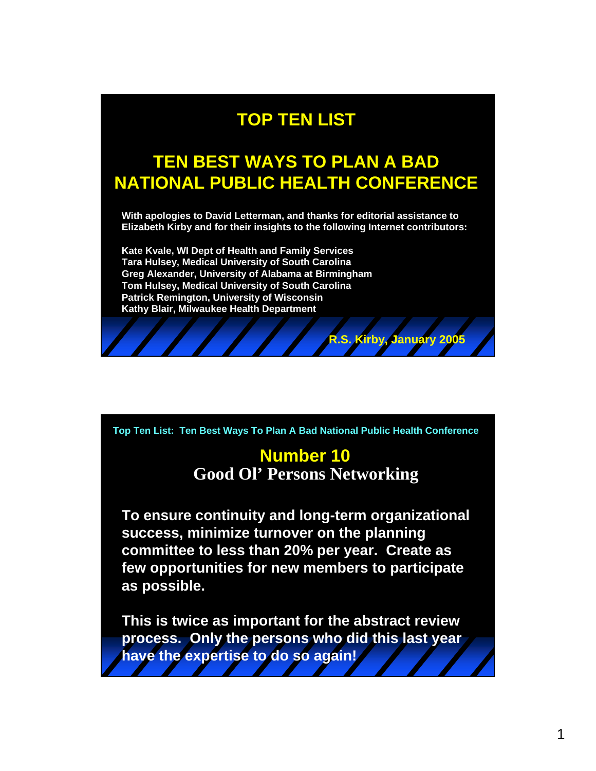# TOP TEN LIST

## TEN BEST WAYS TO PLAN A BAD NATIONAL PUBLIC HEALTH CONFERENCE

**With apologies to David Letterman, and thanks for editorial assistance to Elizabeth Kirby and for their insights to the following Internet contributors:**

**Kate Kvale, WI Dept of Health and Family Services**
**Tara Hulsey, Medical University of South Carolina**
**Greg Alexander, University of Alabama at Birmingham**
**Tom Hulsey, Medical University of South Carolina**
**Patrick Remington, University of Wisconsin**
**Kathy Blair, Milwaukee Health Department**

**R.S. Kirby, January 2005**

---

**Top Ten List: Ten Best Ways To Plan A Bad National Public Health Conference**

## Number 10
### Good Ol' Persons Networking

**To ensure continuity and long-term organizational success, minimize turnover on the planning committee to less than 20% per year. Create as few opportunities for new members to participate as possible.**

**This is twice as important for the abstract review process. Only the persons who did this last year have the expertise to do so again!**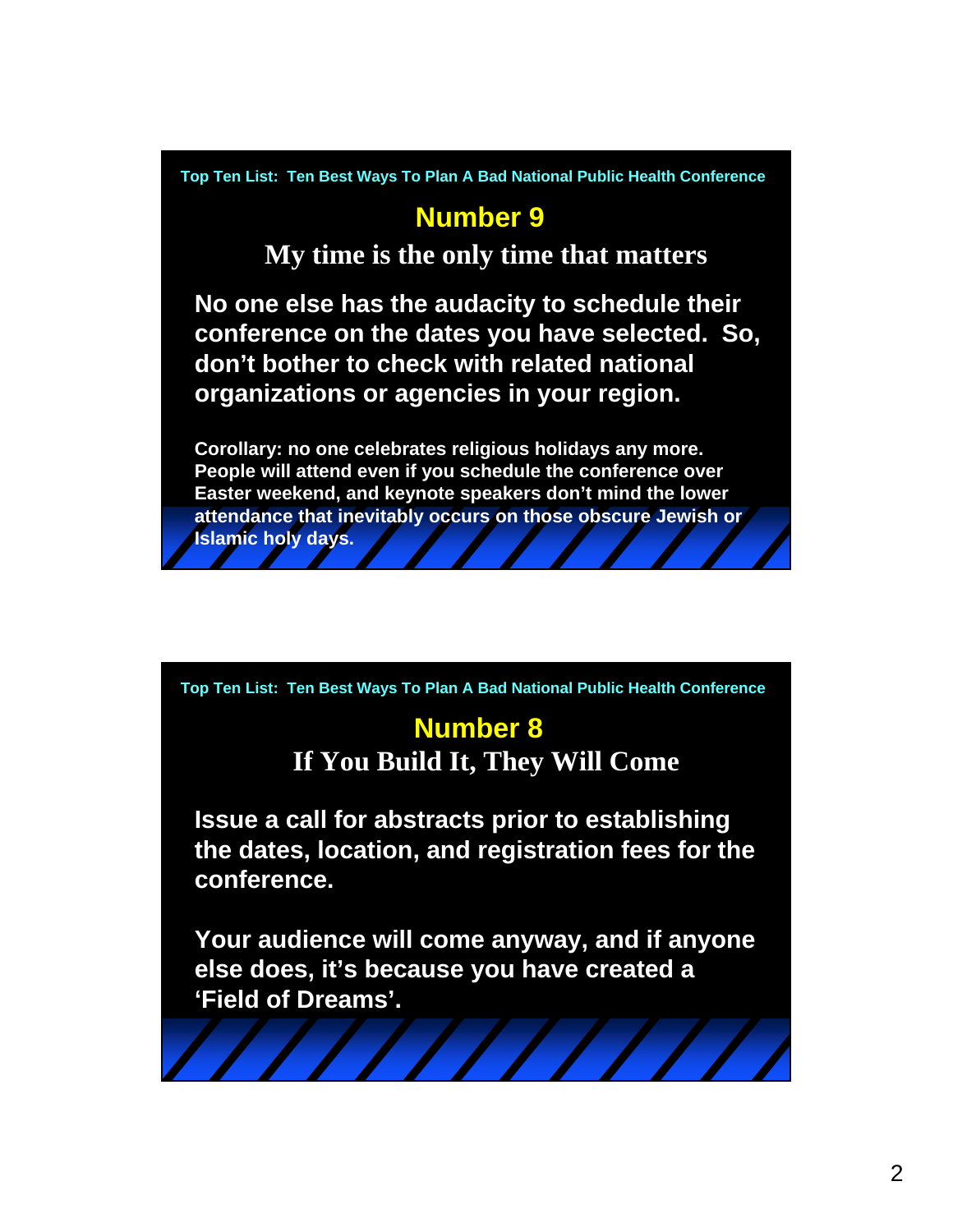Top Ten List: Ten Best Ways To Plan A Bad National Public Health Conference

## Number 9

### My time is the only time that matters

**No one else has the audacity to schedule their conference on the dates you have selected. So, don't bother to check with related national organizations or agencies in your region.**

**Corollary: no one celebrates religious holidays any more. People will attend even if you schedule the conference over Easter weekend, and keynote speakers don't mind the lower attendance that inevitably occurs on those obscure Jewish or Islamic holy days.**

Top Ten List: Ten Best Ways To Plan A Bad National Public Health Conference

## Number 8

### If You Build It, They Will Come

**Issue a call for abstracts prior to establishing the dates, location, and registration fees for the conference.**

**Your audience will come anyway, and if anyone else does, it's because you have created a 'Field of Dreams'.**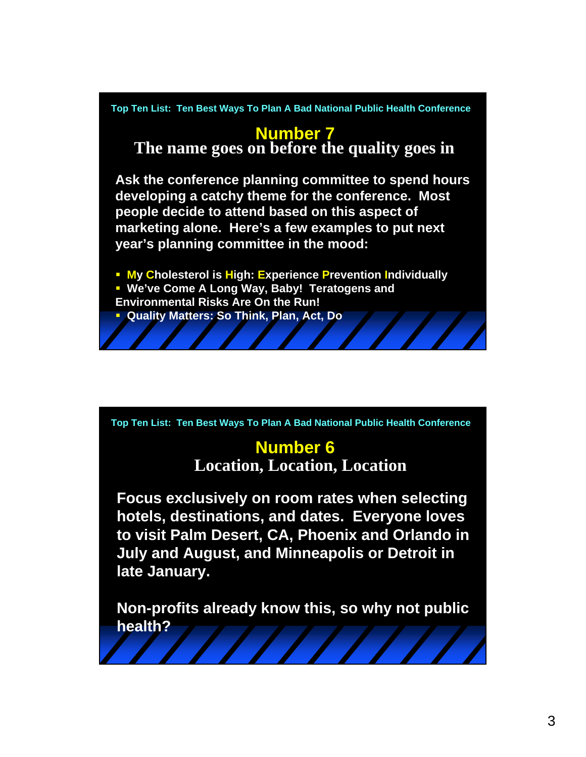Top Ten List: Ten Best Ways To Plan A Bad National Public Health Conference

## Number 7
### The name goes on before the quality goes in

Ask the conference planning committee to spend hours developing a catchy theme for the conference. Most people decide to attend based on this aspect of marketing alone. Here's a few examples to put next year's planning committee in the mood:

- **M**y **C**holesterol is **H**igh: **E**xperience **P**revention **I**ndividually
- We've Come A Long Way, Baby! Teratogens and Environmental Risks Are On the Run!
- Quality Matters: So Think, Plan, Act, Do

Top Ten List: Ten Best Ways To Plan A Bad National Public Health Conference

## Number 6
### Location, Location, Location

Focus exclusively on room rates when selecting hotels, destinations, and dates. Everyone loves to visit Palm Desert, CA, Phoenix and Orlando in July and August, and Minneapolis or Detroit in late January.

Non-profits already know this, so why not public health?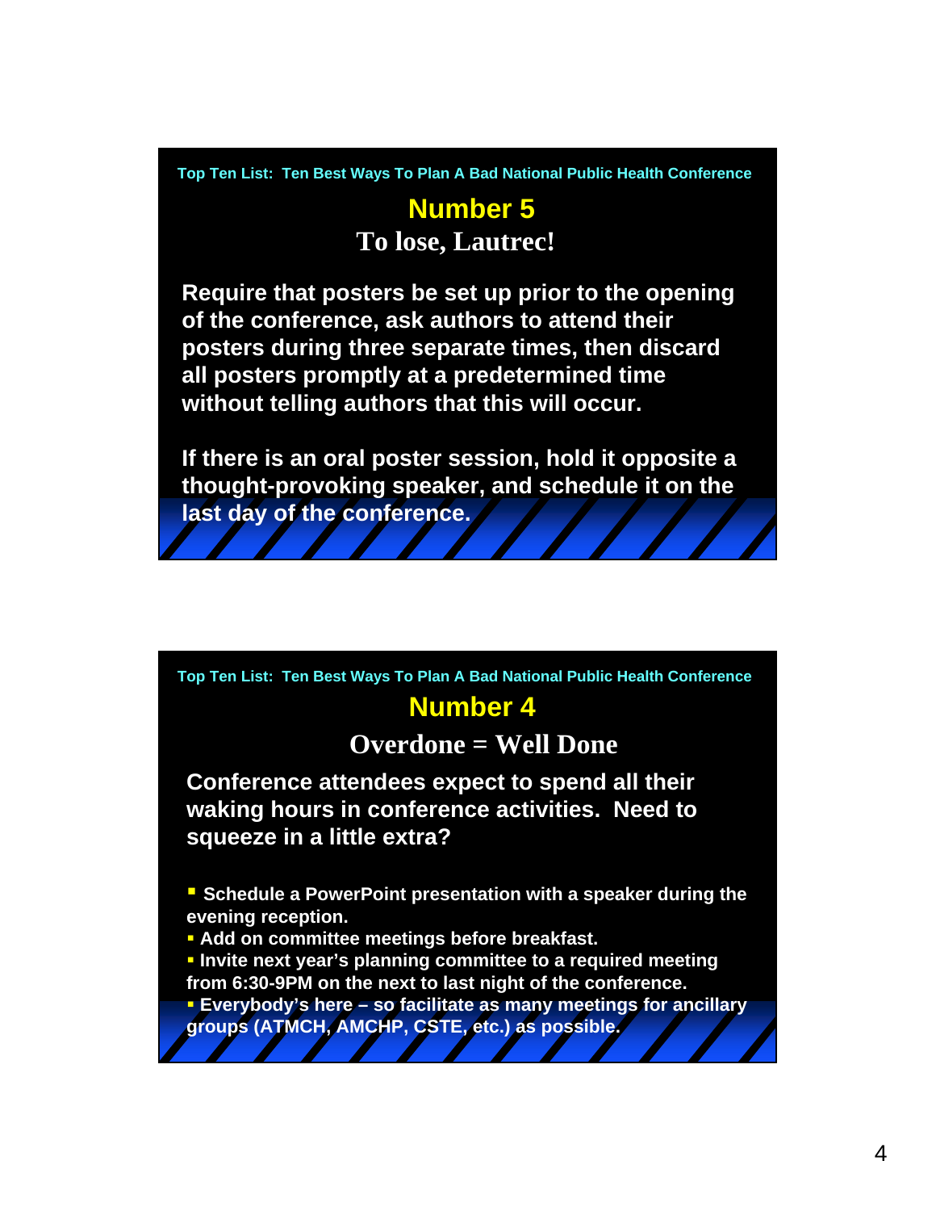Top Ten List: Ten Best Ways To Plan A Bad National Public Health Conference

## Number 5

### To lose, Lautrec!

**Require that posters be set up prior to the opening of the conference, ask authors to attend their posters during three separate times, then discard all posters promptly at a predetermined time without telling authors that this will occur.**

**If there is an oral poster session, hold it opposite a thought-provoking speaker, and schedule it on the last day of the conference.**

Top Ten List: Ten Best Ways To Plan A Bad National Public Health Conference

## Number 4

### Overdone = Well Done

**Conference attendees expect to spend all their waking hours in conference activities. Need to squeeze in a little extra?**

- **Schedule a PowerPoint presentation with a speaker during the evening reception.**
- **Add on committee meetings before breakfast.**
- **Invite next year's planning committee to a required meeting from 6:30-9PM on the next to last night of the conference.**
- **Everybody's here – so facilitate as many meetings for ancillary groups (ATMCH, AMCHP, CSTE, etc.) as possible.**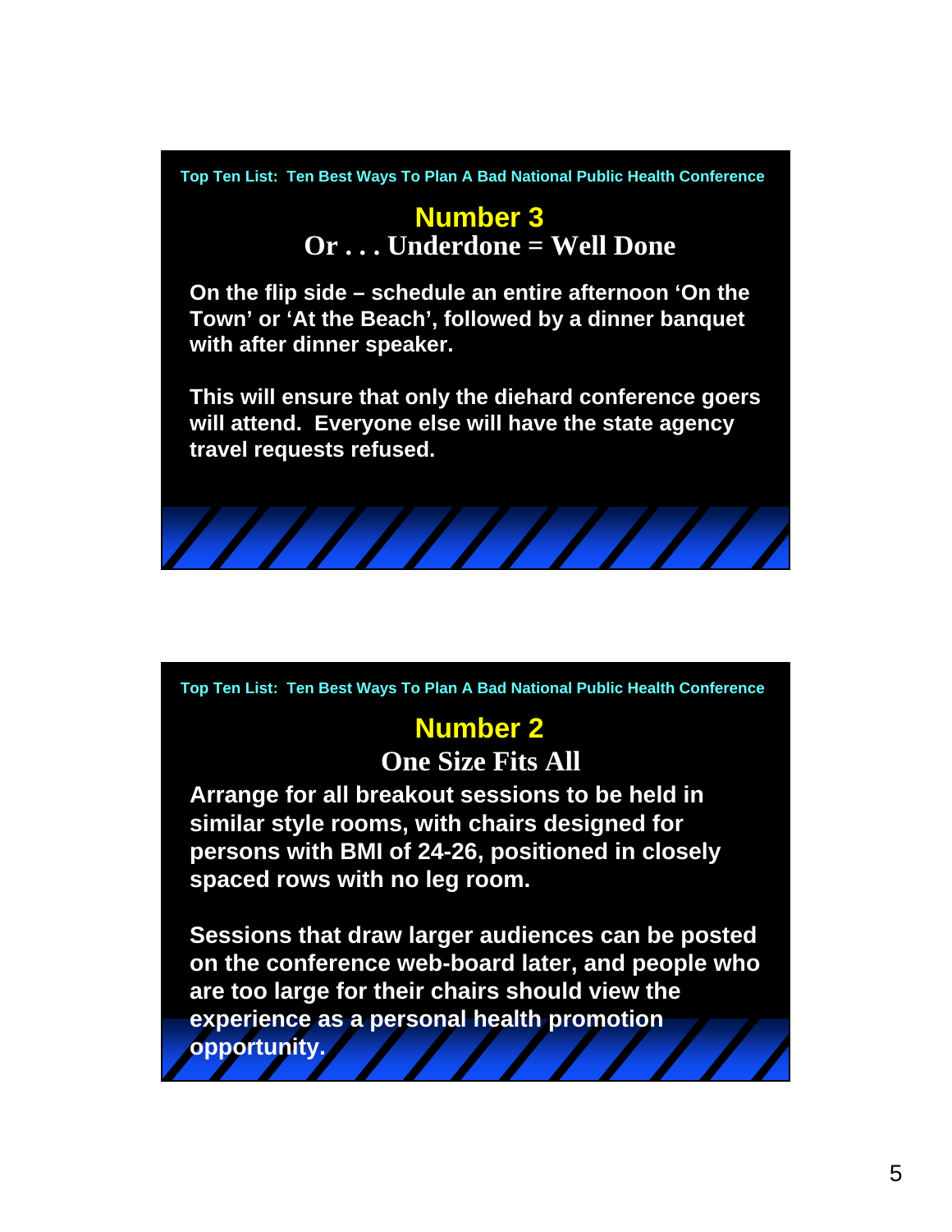Top Ten List: Ten Best Ways To Plan A Bad National Public Health Conference

## Number 3

### Or . . . Underdone = Well Done

On the flip side – schedule an entire afternoon 'On the Town' or 'At the Beach', followed by a dinner banquet with after dinner speaker.

This will ensure that only the diehard conference goers will attend. Everyone else will have the state agency travel requests refused.

Top Ten List: Ten Best Ways To Plan A Bad National Public Health Conference

## Number 2

### One Size Fits All

Arrange for all breakout sessions to be held in similar style rooms, with chairs designed for persons with BMI of 24-26, positioned in closely spaced rows with no leg room.

Sessions that draw larger audiences can be posted on the conference web-board later, and people who are too large for their chairs should view the experience as a personal health promotion opportunity.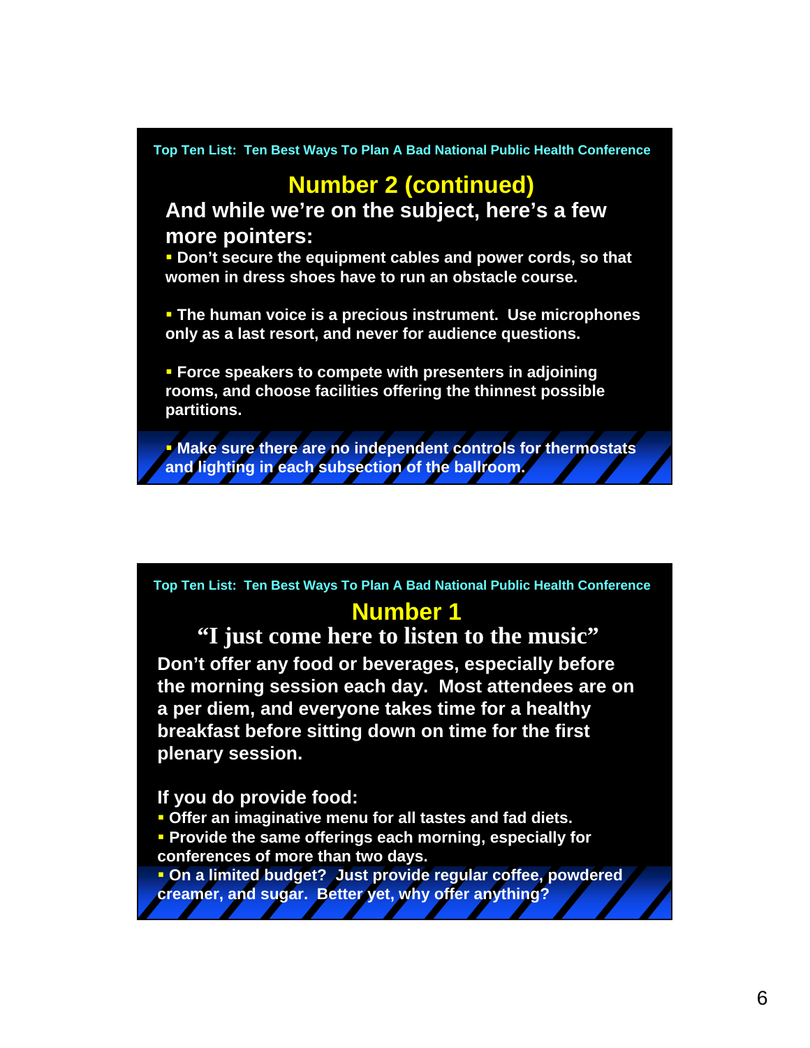Top Ten List: Ten Best Ways To Plan A Bad National Public Health Conference

## Number 2 (continued)

**And while we're on the subject, here's a few more pointers:**

- **Don't secure the equipment cables and power cords, so that women in dress shoes have to run an obstacle course.**
- **The human voice is a precious instrument. Use microphones only as a last resort, and never for audience questions.**
- **Force speakers to compete with presenters in adjoining rooms, and choose facilities offering the thinnest possible partitions.**
- **Make sure there are no independent controls for thermostats and lighting in each subsection of the ballroom.**

Top Ten List: Ten Best Ways To Plan A Bad National Public Health Conference

## Number 1

### "I just come here to listen to the music"

**Don't offer any food or beverages, especially before the morning session each day. Most attendees are on a per diem, and everyone takes time for a healthy breakfast before sitting down on time for the first plenary session.**

**If you do provide food:**

- **Offer an imaginative menu for all tastes and fad diets.**
- **Provide the same offerings each morning, especially for conferences of more than two days.**
- **On a limited budget? Just provide regular coffee, powdered creamer, and sugar. Better yet, why offer anything?**